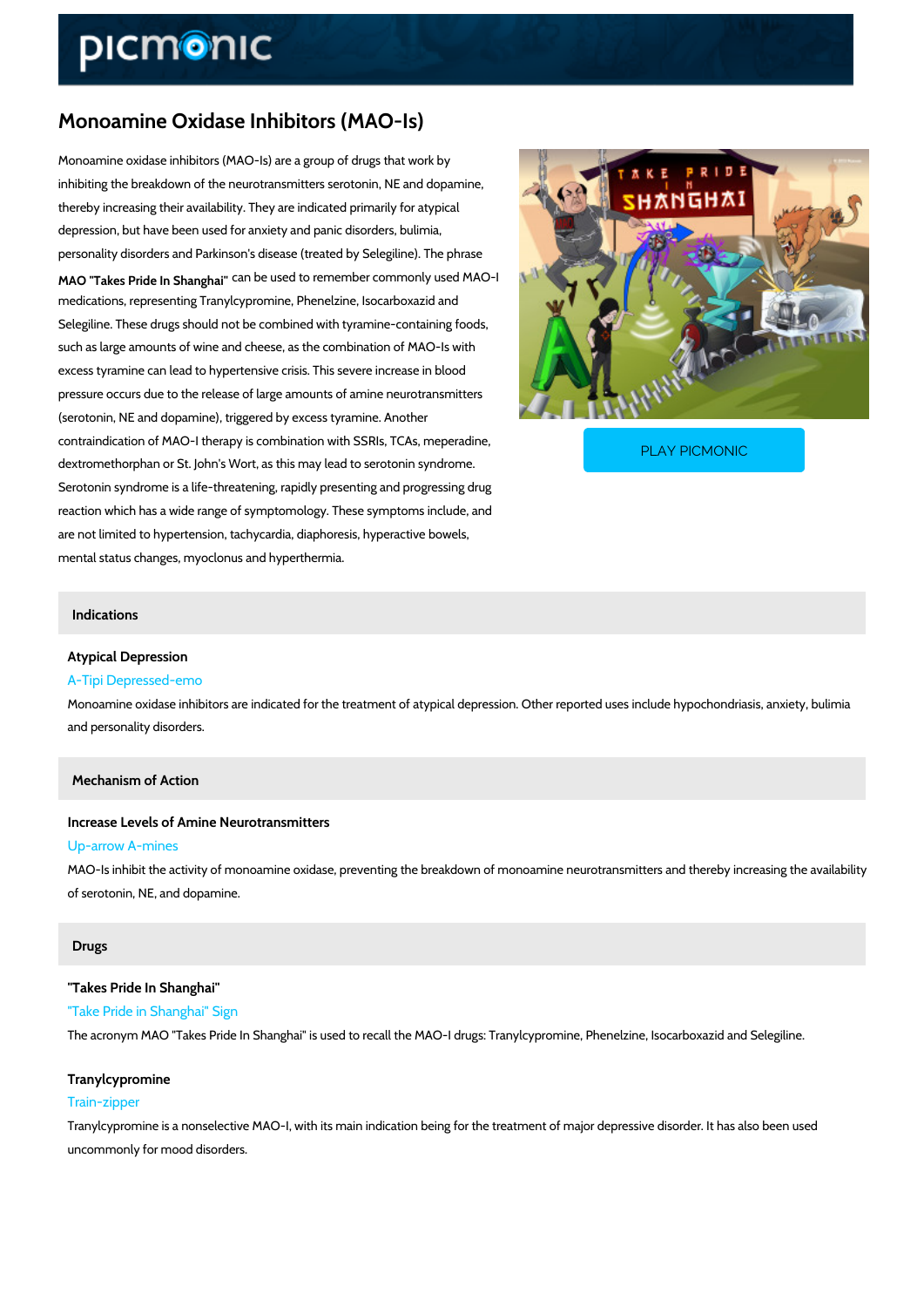# Monoamine Oxidase Inhibitors (MAO-Is)

Monoamine oxidase inhibitors (MAO-Is) are a group of drugs that work by inhibiting the breakdown of the neurotransmitters serotonin, NE and dopamine, thereby increasing their availability. They are indicated primarily for atypical depression, but have been used for anxiety and panic disorders, bulimia, personality disorders and Parkinson's disease (treated by Selegiline). The phrase **MAO "Takes Pride In Shanghai"** can be used to remember commonly used MAO-I medications, representing Tranylcypromine, Phenelzine, Isocarboxazid and Selegiline. These drugs should not be combined with tyramine-containing foods, such as large amounts of wine and cheese, as the combination of MAO-Is with excess tyramine can lead to hypertensive crisis. This severe increase in blood pressure occurs due to the release of large amounts of amine neurotransmitters (serotonin, NE and dopamine), triggered by excess tyramine. Another contraindication of MAO-I therapy is combination with SSRIs, TCAs, meperadine, dextromethorphan or St. John's Wort, as this may lead to serotonin syndrome. Serotonin syndrome is a life-threatening, rapidly presenting and progressing drug reaction which has a wide range of symptomology. These symptoms include, and are not limited to hypertension, tachycardia, diaphoresis, hyperactive bowels, mental status changes, myoclonus and hyperthermia.

PLAY PICMONIC

## Indications

### Atypical Depression

A-Tipi Depressed-emo

Monoamine oxidase inhibitors are indicated for the treatment of atypical depression. Other reported uses include hypochondriasis, anxiety, bulimia and personality disorders.

## Mechanism of Action

### Increase Levels of Amine Neurotransmitters

Up-arrow A-mines

MAO-Is inhibit the activity of monoamine oxidase, preventing the breakdown of monoamine neurotransmitters and thereby increasing the availability of serotonin, NE, and dopamine.

## Drugs

### "Takes Pride In Shanghai"

"Take Pride in Shanghai" Sign

The acronym MAO "Takes Pride In Shanghai" is used to recall the MAO-I drugs: Tranylcypromine, Phenelzine, Isocarboxazid and Selegiline.

### Tranylcypromine

Train-zipper

Tranylcypromine is a nonselective MAO-I, with its main indication being for the treatment of major depressive disorder. It has also been used uncommonly for mood disorders.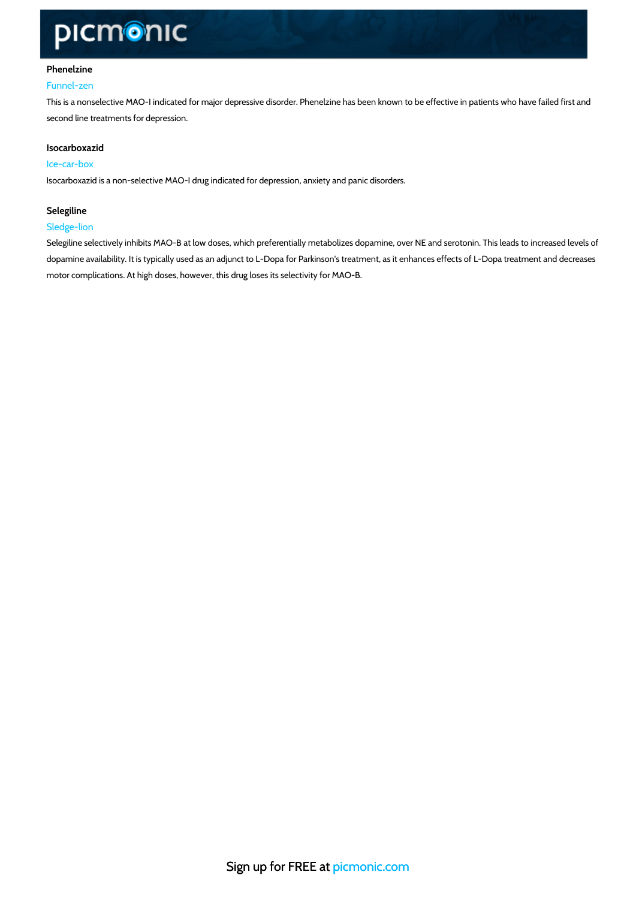**Phenelzine**

Funnel-zen

This is a nonselective MAO-I indicated for major depressive disorder. Phenelzine has been known to be effective in patients who have failed first and second line treatments for depression.

**Isocarboxazid**

Ice-car-box

Isocarboxazid is a non-selective MAO-I drug indicated for depression, anxiety and panic disorders.

**Selegiline**

Sledge-lion

Selegiline selectively inhibits MAO-B at low doses, which preferentially metabolizes dopamine, over NE and serotonin. This leads to increased levels of dopamine availability. It is typically used as an adjunct to L-Dopa for Parkinson's treatment, as it enhances effects of L-Dopa treatment and decreases motor complications. At high doses, however, this drug loses its selectivity for MAO-B.